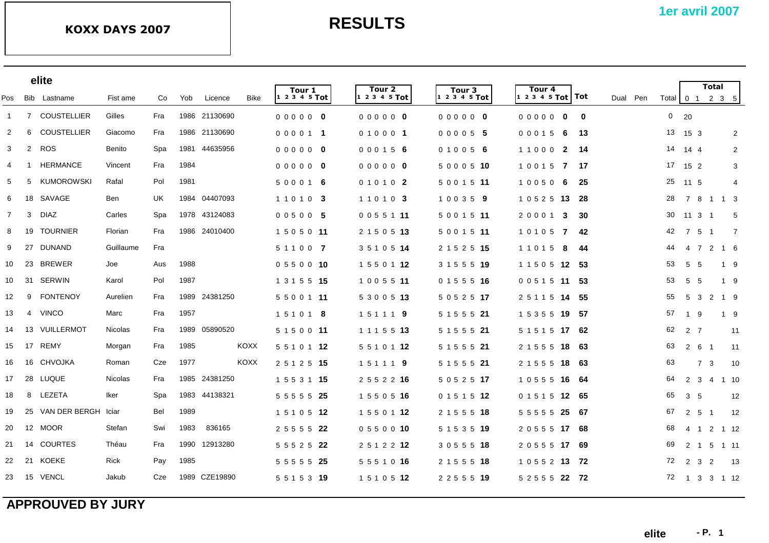# KOXX DAYS 2007

# RESULTS

**1er avril 2007**

## elite

| Pos | Bib | Lastname | Fist ame | Co | Yob | Licence | Bike | Tour 1 (1 2 3 4 5) | Tour 1 Tot | Tour 2 (1 2 3 4 5) | Tour 2 Tot | Tour 3 (1 2 3 4 5) | Tour 3 Tot | Tour 4 (1 2 3 4 5) | Tour 4 Tot | Tot | Dual | Pen | Total | Total 0 | Total 1 | Total 2 | Total 3 | Total 5 |
|---|---|---|---|---|---|---|---|---|---|---|---|---|---|---|---|---|---|---|---|---|---|---|---|---|
| 1 | 7 | COUSTELLIER | Gilles | Fra | 1986 | 21130690 | | 0 0 0 0 0 | **0** | 0 0 0 0 0 | **0** | 0 0 0 0 0 | **0** | 0 0 0 0 0 | **0** | **0** | | | 0 | 20 | | | | |
| 2 | 6 | COUSTELLIER | Giacomo | Fra | 1986 | 21130690 | | 0 0 0 0 1 | **1** | 0 1 0 0 0 | **1** | 0 0 0 0 5 | **5** | 0 0 0 1 5 | **6** | **13** | | | 13 | 15 | 3 | | | 2 |
| 3 | 2 | ROS | Benito | Spa | 1981 | 44635956 | | 0 0 0 0 0 | **0** | 0 0 0 1 5 | **6** | 0 1 0 0 5 | **6** | 1 1 0 0 0 | **2** | **14** | | | 14 | 14 | 4 | | | 2 |
| 4 | 1 | HERMANCE | Vincent | Fra | 1984 | | | 0 0 0 0 0 | **0** | 0 0 0 0 0 | **0** | 5 0 0 0 5 | **10** | 1 0 0 1 5 | **7** | **17** | | | 17 | 15 | 2 | | | 3 |
| 5 | 5 | KUMOROWSKI | Rafal | Pol | 1981 | | | 5 0 0 0 1 | **6** | 0 1 0 1 0 | **2** | 5 0 0 1 5 | **11** | 1 0 0 5 0 | **6** | **25** | | | 25 | 11 | 5 | | | 4 |
| 6 | 18 | SAVAGE | Ben | UK | 1984 | 04407093 | | 1 1 0 1 0 | **3** | 1 1 0 1 0 | **3** | 1 0 0 3 5 | **9** | 1 0 5 2 5 | **13** | **28** | | | 28 | 7 | 8 | 1 | 1 | 3 |
| 7 | 3 | DIAZ | Carles | Spa | 1978 | 43124083 | | 0 0 5 0 0 | **5** | 0 0 5 5 1 | **11** | 5 0 0 1 5 | **11** | 2 0 0 0 1 | **3** | **30** | | | 30 | 11 | 3 | 1 | | 5 |
| 8 | 19 | TOURNIER | Florian | Fra | 1986 | 24010400 | | 1 5 0 5 0 | **11** | 2 1 5 0 5 | **13** | 5 0 0 1 5 | **11** | 1 0 1 0 5 | **7** | **42** | | | 42 | 7 | 5 | 1 | | 7 |
| 9 | 27 | DUNAND | Guillaume | Fra | | | | 5 1 1 0 0 | **7** | 3 5 1 0 5 | **14** | 2 1 5 2 5 | **15** | 1 1 0 1 5 | **8** | **44** | | | 44 | 4 | 7 | 2 | 1 | 6 |
| 10 | 23 | BREWER | Joe | Aus | 1988 | | | 0 5 5 0 0 | **10** | 1 5 5 0 1 | **12** | 3 1 5 5 5 | **19** | 1 1 5 0 5 | **12** | **53** | | | 53 | 5 | 5 | | 1 | 9 |
| 10 | 31 | SERWIN | Karol | Pol | 1987 | | | 1 3 1 5 5 | **15** | 1 0 0 5 5 | **11** | 0 1 5 5 5 | **16** | 0 0 5 1 5 | **11** | **53** | | | 53 | 5 | 5 | | 1 | 9 |
| 12 | 9 | FONTENOY | Aurelien | Fra | 1989 | 24381250 | | 5 5 0 0 1 | **11** | 5 3 0 0 5 | **13** | 5 0 5 2 5 | **17** | 2 5 1 1 5 | **14** | **55** | | | 55 | 5 | 3 | 2 | 1 | 9 |
| 13 | 4 | VINCO | Marc | Fra | 1957 | | | 1 5 1 0 1 | **8** | 1 5 1 1 1 | **9** | 5 1 5 5 5 | **21** | 1 5 3 5 5 | **19** | **57** | | | 57 | 1 | 9 | | 1 | 9 |
| 14 | 13 | VUILLERMOT | Nicolas | Fra | 1989 | 05890520 | | 5 1 5 0 0 | **11** | 1 1 1 5 5 | **13** | 5 1 5 5 5 | **21** | 5 1 5 1 5 | **17** | **62** | | | 62 | 2 | 7 | | | 11 |
| 15 | 17 | REMY | Morgan | Fra | 1985 | | KOXX | 5 5 1 0 1 | **12** | 5 5 1 0 1 | **12** | 5 1 5 5 5 | **21** | 2 1 5 5 5 | **18** | **63** | | | 63 | 2 | 6 | 1 | | 11 |
| 16 | 16 | CHVOJKA | Roman | Cze | 1977 | | KOXX | 2 5 1 2 5 | **15** | 1 5 1 1 1 | **9** | 5 1 5 5 5 | **21** | 2 1 5 5 5 | **18** | **63** | | | 63 | | 7 | 3 | | 10 |
| 17 | 28 | LUQUE | Nicolas | Fra | 1985 | 24381250 | | 1 5 5 3 1 | **15** | 2 5 5 2 2 | **16** | 5 0 5 2 5 | **17** | 1 0 5 5 5 | **16** | **64** | | | 64 | 2 | 3 | 4 | 1 | 10 |
| 18 | 8 | LEZETA | Iker | Spa | 1983 | 44138321 | | 5 5 5 5 5 | **25** | 1 5 5 0 5 | **16** | 0 1 5 1 5 | **12** | 0 1 5 1 5 | **12** | **65** | | | 65 | 3 | 5 | | | 12 |
| 19 | 25 | VAN DER BERGH | Iciar | Bel | 1989 | | | 1 5 1 0 5 | **12** | 1 5 5 0 1 | **12** | 2 1 5 5 5 | **18** | 5 5 5 5 5 | **25** | **67** | | | 67 | 2 | 5 | 1 | | 12 |
| 20 | 12 | MOOR | Stefan | Swi | 1983 | 836165 | | 2 5 5 5 5 | **22** | 0 5 5 0 0 | **10** | 5 1 5 3 5 | **19** | 2 0 5 5 5 | **17** | **68** | | | 68 | 4 | 1 | 2 | 1 | 12 |
| 21 | 14 | COURTES | Théau | Fra | 1990 | 12913280 | | 5 5 5 2 5 | **22** | 2 5 1 2 2 | **12** | 3 0 5 5 5 | **18** | 2 0 5 5 5 | **17** | **69** | | | 69 | 2 | 1 | 5 | 1 | 11 |
| 22 | 21 | KOEKE | Rick | Pay | 1985 | | | 5 5 5 5 5 | **25** | 5 5 5 1 0 | **16** | 2 1 5 5 5 | **18** | 1 0 5 5 2 | **13** | **72** | | | 72 | 2 | 3 | 2 | | 13 |
| 23 | 15 | VENCL | Jakub | Cze | 1989 | CZE19890 | | 5 5 1 5 3 | **19** | 1 5 1 0 5 | **12** | 2 2 5 5 5 | **19** | 5 2 5 5 5 | **22** | **72** | | | 72 | 1 | 3 | 3 | 1 | 12 |

**APPROUVED BY JURY**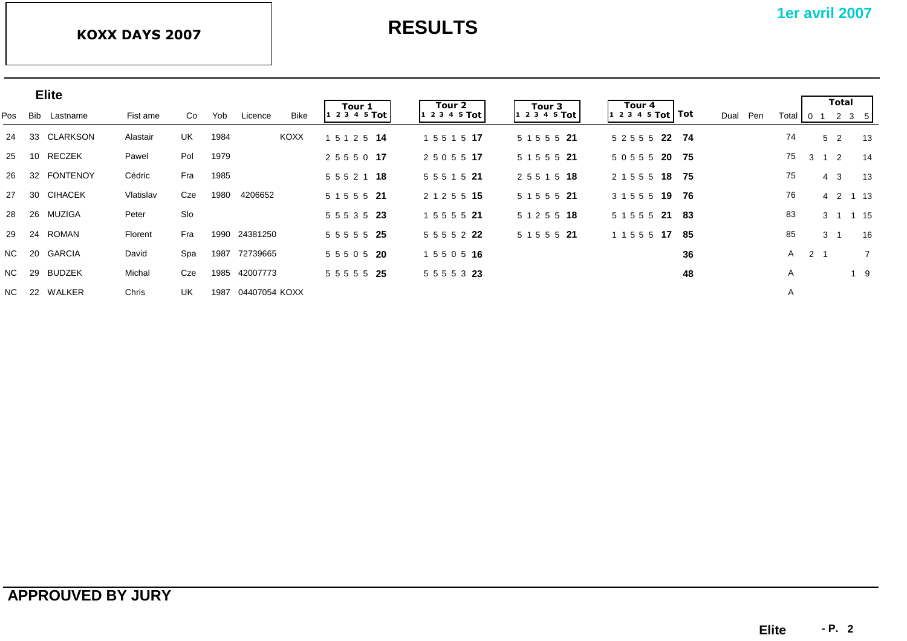# KOXX DAYS 2007

# RESULTS

1er avril 2007

## Elite

| Pos | Bib | Lastname | Fist ame | Co | Yob | Licence | Bike | Tour 1 (1 2 3 4 5) | Tour 1 Tot | Tour 2 (1 2 3 4 5) | Tour 2 Tot | Tour 3 (1 2 3 4 5) | Tour 3 Tot | Tour 4 (1 2 3 4 5) | Tour 4 Tot | Tot | Dual | Pen | Total | Total 0 | Total 1 | Total 2 | Total 3 | Total 5 |
|---|---|---|---|---|---|---|---|---|---|---|---|---|---|---|---|---|---|---|---|---|---|---|---|---|
| 24 | 33 | CLARKSON | Alastair | UK | 1984 | | KOXX | 1 5 1 2 5 | **14** | 1 5 5 1 5 | **17** | 5 1 5 5 5 | **21** | 5 2 5 5 5 | **22** | **74** | | | 74 | | 5 | 2 | | 13 |
| 25 | 10 | RECZEK | Pawel | Pol | 1979 | | | 2 5 5 5 0 | **17** | 2 5 0 5 5 | **17** | 5 1 5 5 5 | **21** | 5 0 5 5 5 | **20** | **75** | | | 75 | 3 | 1 | 2 | | 14 |
| 26 | 32 | FONTENOY | Cédric | Fra | 1985 | | | 5 5 5 2 1 | **18** | 5 5 5 1 5 | **21** | 2 5 5 1 5 | **18** | 2 1 5 5 5 | **18** | **75** | | | 75 | | 4 | 3 | | 13 |
| 27 | 30 | CIHACEK | Vlatislav | Cze | 1980 | 4206652 | | 5 1 5 5 5 | **21** | 2 1 2 5 5 | **15** | 5 1 5 5 5 | **21** | 3 1 5 5 5 | **19** | **76** | | | 76 | | 4 | 2 | 1 | 13 |
| 28 | 26 | MUZIGA | Peter | Slo | | | | 5 5 5 3 5 | **23** | 1 5 5 5 5 | **21** | 5 1 2 5 5 | **18** | 5 1 5 5 5 | **21** | **83** | | | 83 | | 3 | 1 | 1 | 15 |
| 29 | 24 | ROMAN | Florent | Fra | 1990 | 24381250 | | 5 5 5 5 5 | **25** | 5 5 5 5 2 | **22** | 5 1 5 5 5 | **21** | 1 1 5 5 5 | **17** | **85** | | | 85 | | 3 | 1 | | 16 |
| NC | 20 | GARCIA | David | Spa | 1987 | 72739665 | | 5 5 5 0 5 | **20** | 1 5 5 0 5 | **16** | | | | | **36** | | | A | 2 | 1 | | | 7 |
| NC | 29 | BUDZEK | Michal | Cze | 1985 | 42007773 | | 5 5 5 5 5 | **25** | 5 5 5 5 3 | **23** | | | | | **48** | | | A | | | | 1 | 9 |
| NC | 22 | WALKER | Chris | UK | 1987 | 04407054 | KOXX | | | | | | | | | | | | A | | | | | |

**APPROUVED BY JURY**

**Elite**